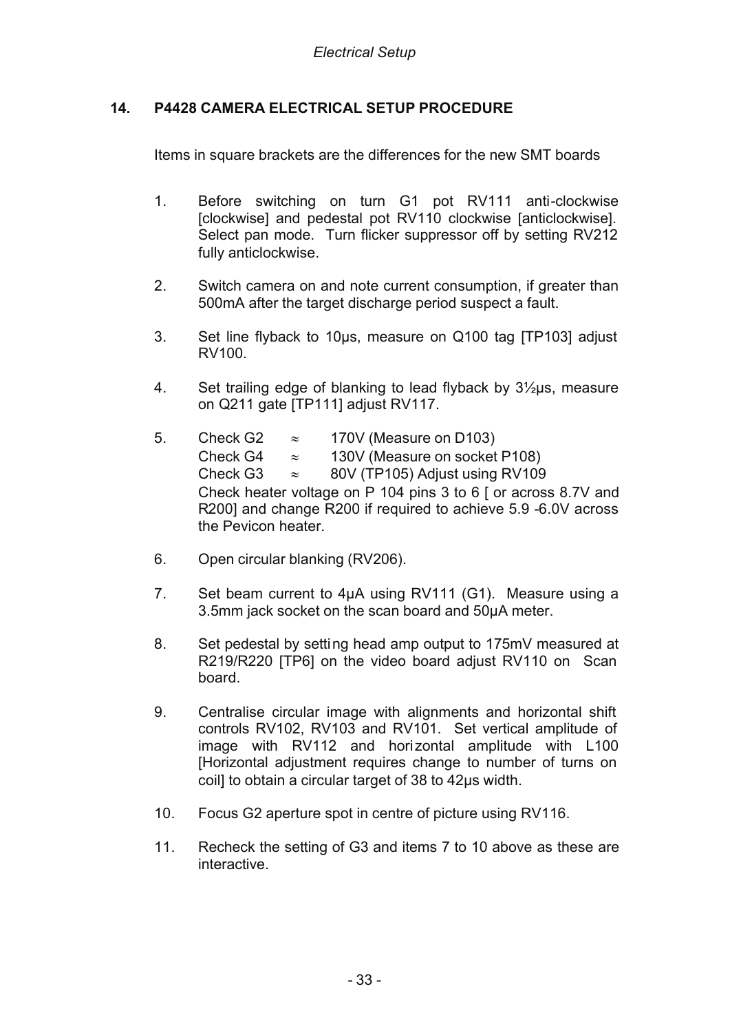## 14. P4428 CAMERA ELECTRICAL SETUP PROCEDURE

Items in square brackets are the differences for the new SMT boards

1. Before switching on turn G1 pot RV111 anti-clockwise [clockwise] and pedestal pot RV110 clockwise [anticlockwise]. Select pan mode. Turn flicker suppressor off by setting RV212 fully anticlockwise.

2. Switch camera on and note current consumption, if greater than 500mA after the target discharge period suspect a fault.

3. Set line flyback to 10µs, measure on Q100 tag [TP103] adjust RV100.

4. Set trailing edge of blanking to lead flyback by 3½µs, measure on Q211 gate [TP111] adjust RV117.

5. Check G2 ≈ 170V (Measure on D103)
   Check G4 ≈ 130V (Measure on socket P108)
   Check G3 ≈ 80V (TP105) Adjust using RV109
   Check heater voltage on P 104 pins 3 to 6 [ or across 8.7V and R200] and change R200 if required to achieve 5.9 -6.0V across the Pevicon heater.

6. Open circular blanking (RV206).

7. Set beam current to 4µA using RV111 (G1). Measure using a 3.5mm jack socket on the scan board and 50µA meter.

8. Set pedestal by setting head amp output to 175mV measured at R219/R220 [TP6] on the video board adjust RV110 on Scan board.

9. Centralise circular image with alignments and horizontal shift controls RV102, RV103 and RV101. Set vertical amplitude of image with RV112 and horizontal amplitude with L100 [Horizontal adjustment requires change to number of turns on coil] to obtain a circular target of 38 to 42µs width.

10. Focus G2 aperture spot in centre of picture using RV116.

11. Recheck the setting of G3 and items 7 to 10 above as these are interactive.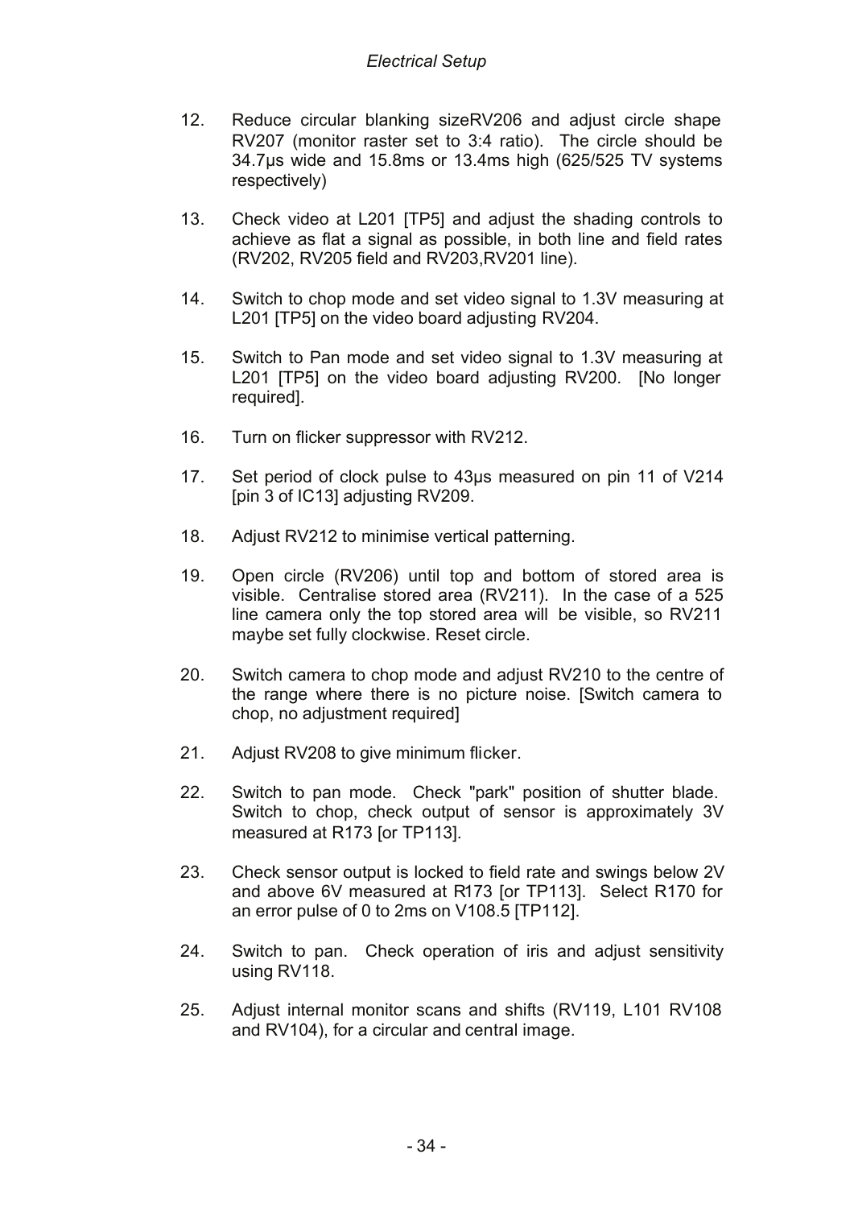12. Reduce circular blanking sizeRV206 and adjust circle shape RV207 (monitor raster set to 3:4 ratio). The circle should be 34.7µs wide and 15.8ms or 13.4ms high (625/525 TV systems respectively)

13. Check video at L201 [TP5] and adjust the shading controls to achieve as flat a signal as possible, in both line and field rates (RV202, RV205 field and RV203,RV201 line).

14. Switch to chop mode and set video signal to 1.3V measuring at L201 [TP5] on the video board adjusting RV204.

15. Switch to Pan mode and set video signal to 1.3V measuring at L201 [TP5] on the video board adjusting RV200. [No longer required].

16. Turn on flicker suppressor with RV212.

17. Set period of clock pulse to 43µs measured on pin 11 of V214 [pin 3 of IC13] adjusting RV209.

18. Adjust RV212 to minimise vertical patterning.

19. Open circle (RV206) until top and bottom of stored area is visible. Centralise stored area (RV211). In the case of a 525 line camera only the top stored area will be visible, so RV211 maybe set fully clockwise. Reset circle.

20. Switch camera to chop mode and adjust RV210 to the centre of the range where there is no picture noise. [Switch camera to chop, no adjustment required]

21. Adjust RV208 to give minimum flicker.

22. Switch to pan mode. Check "park" position of shutter blade. Switch to chop, check output of sensor is approximately 3V measured at R173 [or TP113].

23. Check sensor output is locked to field rate and swings below 2V and above 6V measured at R173 [or TP113]. Select R170 for an error pulse of 0 to 2ms on V108.5 [TP112].

24. Switch to pan. Check operation of iris and adjust sensitivity using RV118.

25. Adjust internal monitor scans and shifts (RV119, L101 RV108 and RV104), for a circular and central image.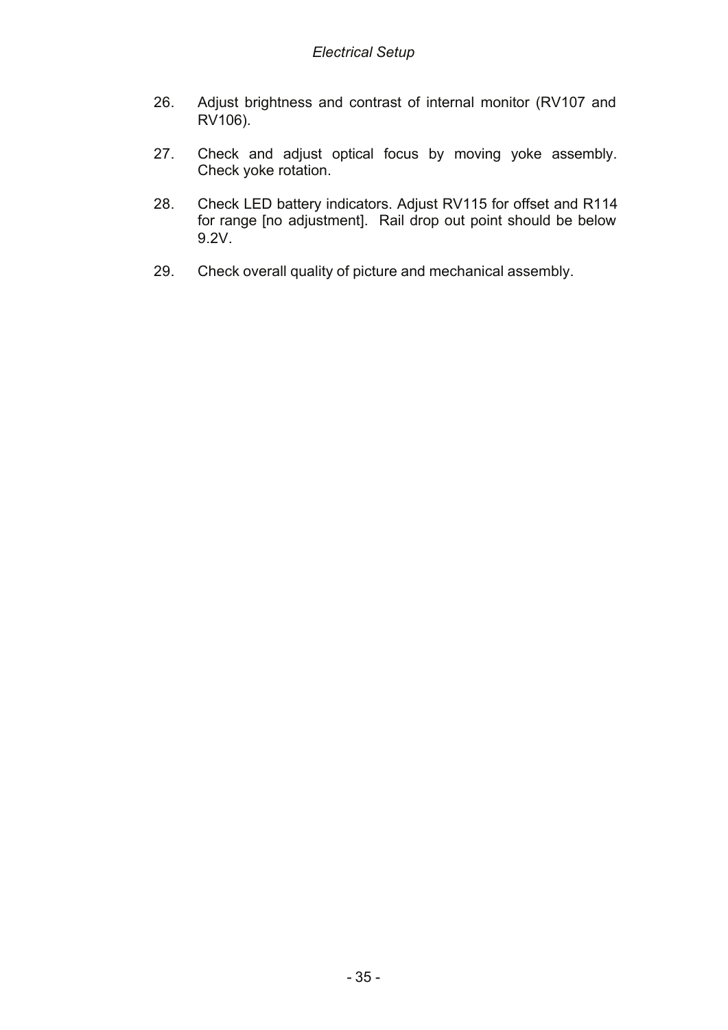26. Adjust brightness and contrast of internal monitor (RV107 and RV106).

27. Check and adjust optical focus by moving yoke assembly. Check yoke rotation.

28. Check LED battery indicators. Adjust RV115 for offset and R114 for range [no adjustment]. Rail drop out point should be below 9.2V.

29. Check overall quality of picture and mechanical assembly.